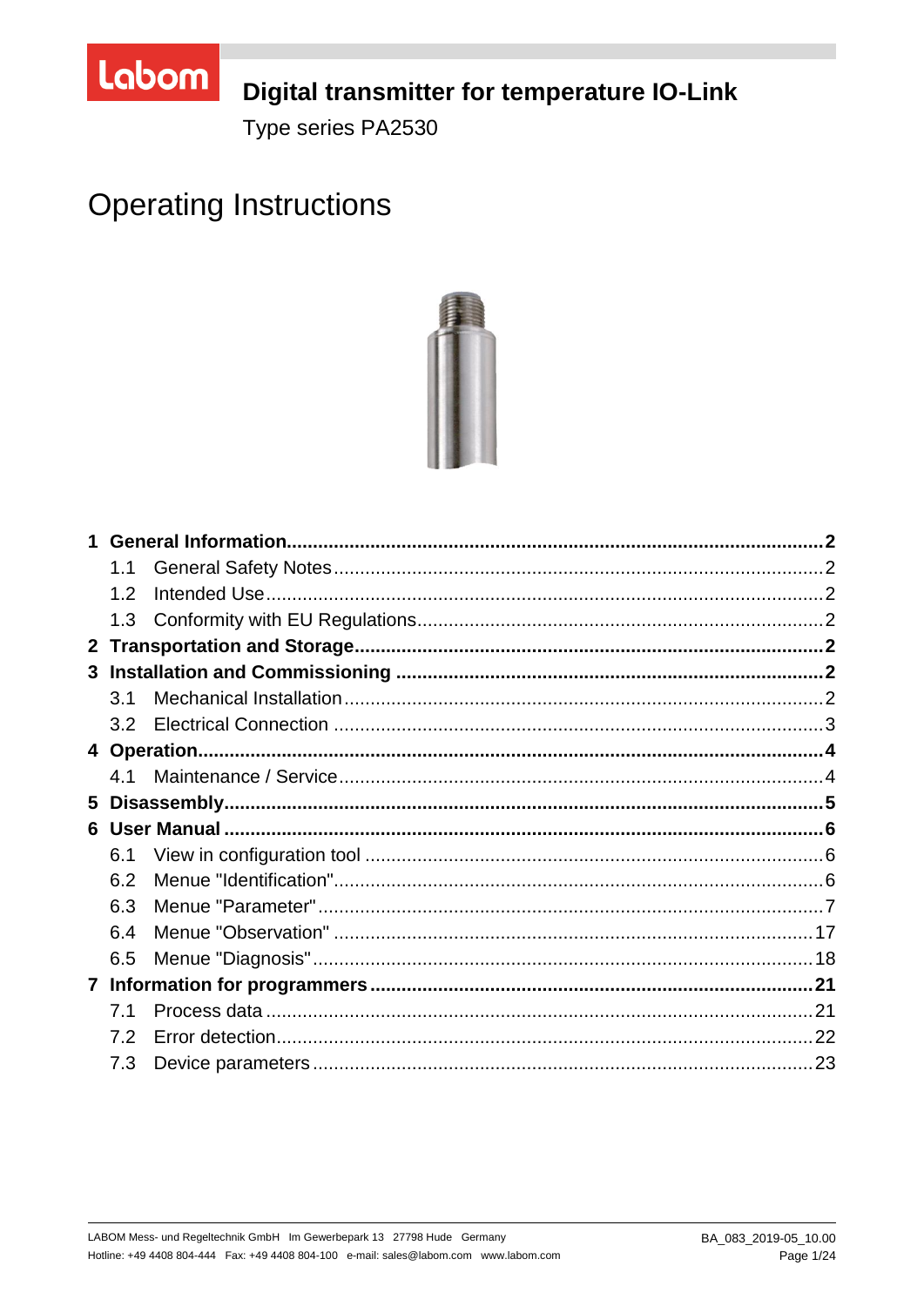Labom

# Digital transmitter for temperature IO-Link

Type series PA2530

# Operating Instructions

- **1 General Information .......... 2**
  - 1.1 General Safety Notes .......... 2
  - 1.2 Intended Use .......... 2
  - 1.3 Conformity with EU Regulations .......... 2
- **2 Transportation and Storage .......... 2**
- **3 Installation and Commissioning .......... 2**
  - 3.1 Mechanical Installation .......... 2
  - 3.2 Electrical Connection .......... 3
- **4 Operation .......... 4**
  - 4.1 Maintenance / Service .......... 4
- **5 Disassembly .......... 5**
- **6 User Manual .......... 6**
  - 6.1 View in configuration tool .......... 6
  - 6.2 Menue "Identification" .......... 6
  - 6.3 Menue "Parameter" .......... 7
  - 6.4 Menue "Observation" .......... 17
  - 6.5 Menue "Diagnosis" .......... 18
- **7 Information for programmers .......... 21**
  - 7.1 Process data .......... 21
  - 7.2 Error detection .......... 22
  - 7.3 Device parameters .......... 23

LABOM Mess- und Regeltechnik GmbH Im Gewerbepark 13 27798 Hude Germany
Hotline: +49 4408 804-444 Fax: +49 4408 804-100 e-mail: sales@labom.com www.labom.com

BA_083_2019-05_10.00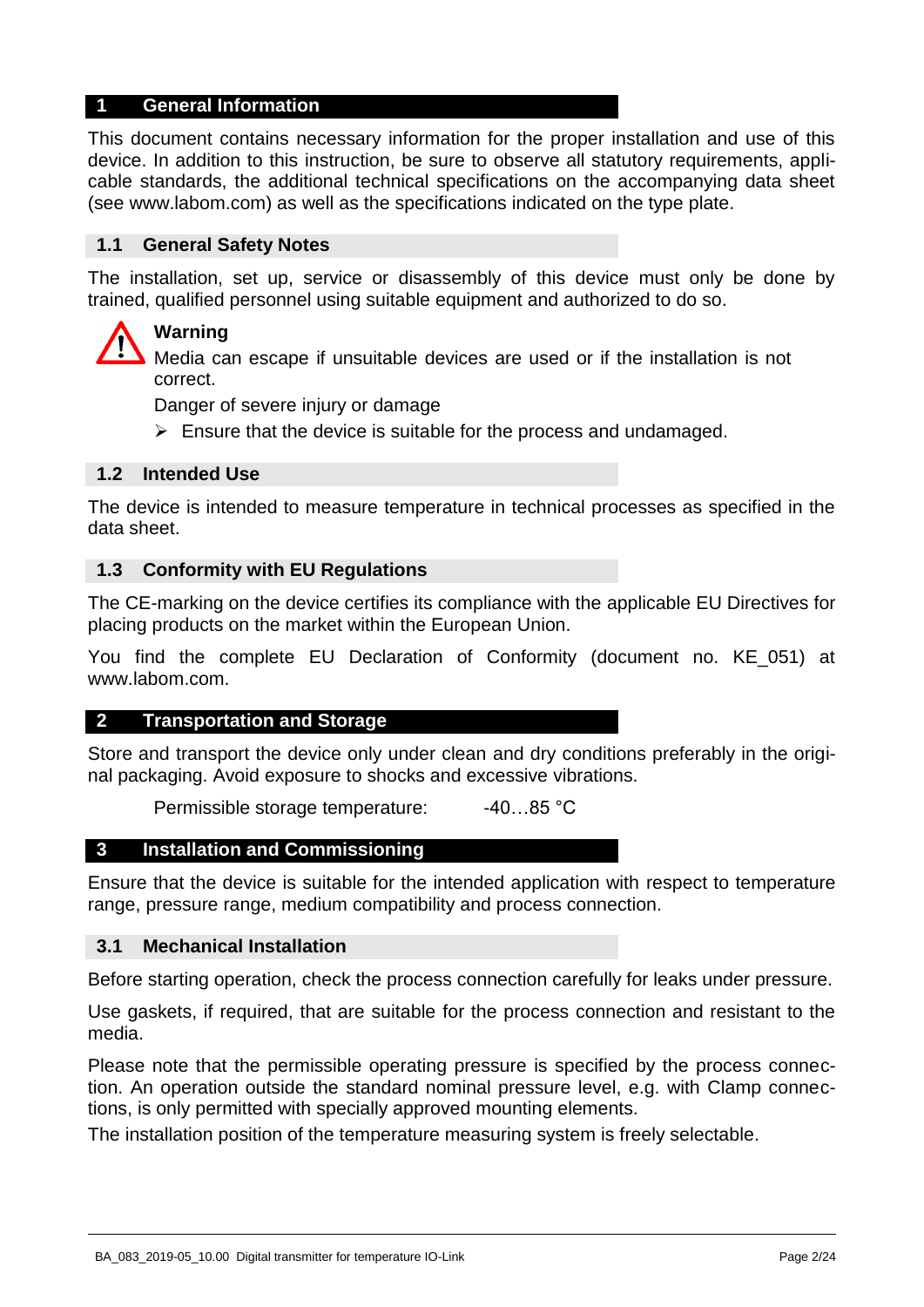# 1 General Information

This document contains necessary information for the proper installation and use of this device. In addition to this instruction, be sure to observe all statutory requirements, applicable standards, the additional technical specifications on the accompanying data sheet (see www.labom.com) as well as the specifications indicated on the type plate.

## 1.1 General Safety Notes

The installation, set up, service or disassembly of this device must only be done by trained, qualified personnel using suitable equipment and authorized to do so.

**Warning**

Media can escape if unsuitable devices are used or if the installation is not correct.

Danger of severe injury or damage

- Ensure that the device is suitable for the process and undamaged.

## 1.2 Intended Use

The device is intended to measure temperature in technical processes as specified in the data sheet.

## 1.3 Conformity with EU Regulations

The CE-marking on the device certifies its compliance with the applicable EU Directives for placing products on the market within the European Union.

You find the complete EU Declaration of Conformity (document no. KE_051) at www.labom.com.

# 2 Transportation and Storage

Store and transport the device only under clean and dry conditions preferably in the original packaging. Avoid exposure to shocks and excessive vibrations.

Permissible storage temperature: -40…85 °C

# 3 Installation and Commissioning

Ensure that the device is suitable for the intended application with respect to temperature range, pressure range, medium compatibility and process connection.

## 3.1 Mechanical Installation

Before starting operation, check the process connection carefully for leaks under pressure.

Use gaskets, if required, that are suitable for the process connection and resistant to the media.

Please note that the permissible operating pressure is specified by the process connection. An operation outside the standard nominal pressure level, e.g. with Clamp connections, is only permitted with specially approved mounting elements.

The installation position of the temperature measuring system is freely selectable.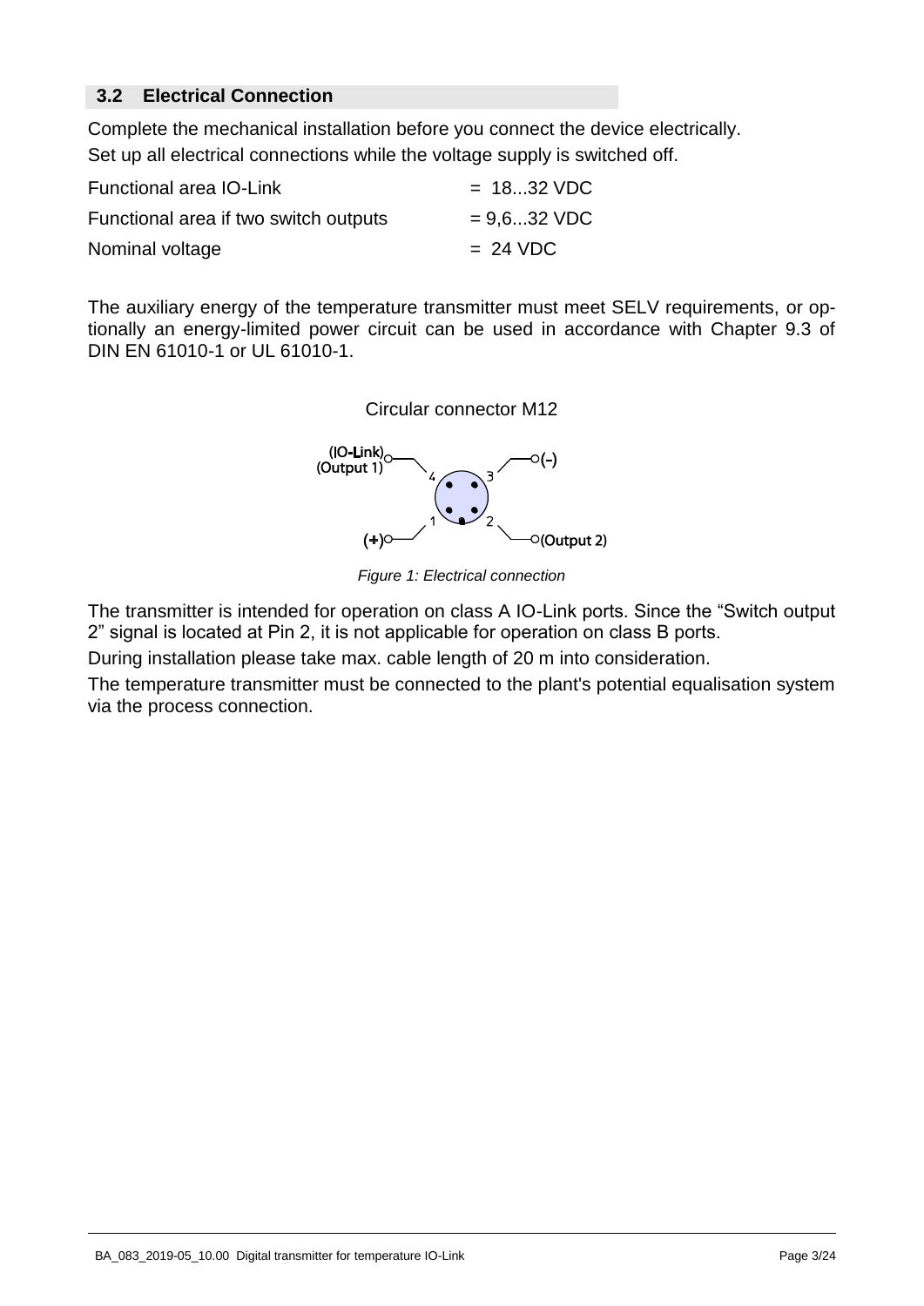## 3.2 Electrical Connection

Complete the mechanical installation before you connect the device electrically.

Set up all electrical connections while the voltage supply is switched off.

| | |
|---|---|
| Functional area IO-Link | = 18...32 VDC |
| Functional area if two switch outputs | = 9,6...32 VDC |
| Nominal voltage | = 24 VDC |

The auxiliary energy of the temperature transmitter must meet SELV requirements, or optionally an energy-limited power circuit can be used in accordance with Chapter 9.3 of DIN EN 61010-1 or UL 61010-1.

Circular connector M12

(IO-Link)
(Output 1) 4

3 (–)

(+) 1

2 (Output 2)

*Figure 1: Electrical connection*

The transmitter is intended for operation on class A IO-Link ports. Since the “Switch output 2” signal is located at Pin 2, it is not applicable for operation on class B ports.

During installation please take max. cable length of 20 m into consideration.

The temperature transmitter must be connected to the plant's potential equalisation system via the process connection.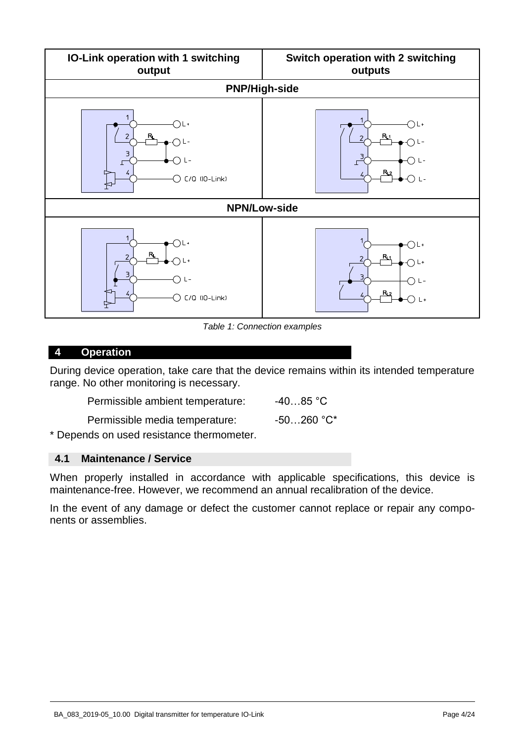| IO-Link operation with 1 switching output | Switch operation with 2 switching outputs |
|---|---|
| **PNP/High-side** | |
| 1 L+; 2 $R_L$ L-; 3 L-; 4 C/Q (IO-Link) | 1 L+; 2 $R_{L1}$ L-; 3 L-; 4 $R_{L2}$ L- |
| **NPN/Low-side** | |
| 1 L+; 2 $R_L$ L+; 3 L-; 4 C/Q (IO-Link) | 1 L+; 2 $R_{L1}$ L+; 3 L-; 4 $R_{L2}$ L+ |

*Table 1: Connection examples*

## 4 Operation

During device operation, take care that the device remains within its intended temperature range. No other monitoring is necessary.

| | |
|---|---|
| Permissible ambient temperature: | -40…85 °C |
| Permissible media temperature: | -50…260 °C* |

\* Depends on used resistance thermometer.

### 4.1 Maintenance / Service

When properly installed in accordance with applicable specifications, this device is maintenance-free. However, we recommend an annual recalibration of the device.

In the event of any damage or defect the customer cannot replace or repair any components or assemblies.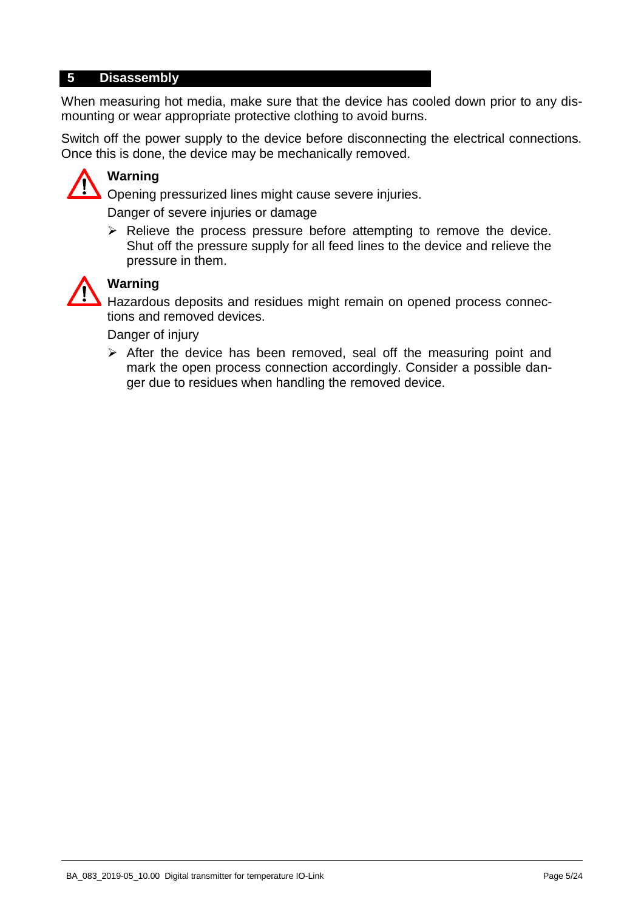## 5 Disassembly

When measuring hot media, make sure that the device has cooled down prior to any dismounting or wear appropriate protective clothing to avoid burns.

Switch off the power supply to the device before disconnecting the electrical connections. Once this is done, the device may be mechanically removed.

**Warning**

Opening pressurized lines might cause severe injuries.

Danger of severe injuries or damage

- Relieve the process pressure before attempting to remove the device. Shut off the pressure supply for all feed lines to the device and relieve the pressure in them.

**Warning**

Hazardous deposits and residues might remain on opened process connections and removed devices.

Danger of injury

- After the device has been removed, seal off the measuring point and mark the open process connection accordingly. Consider a possible danger due to residues when handling the removed device.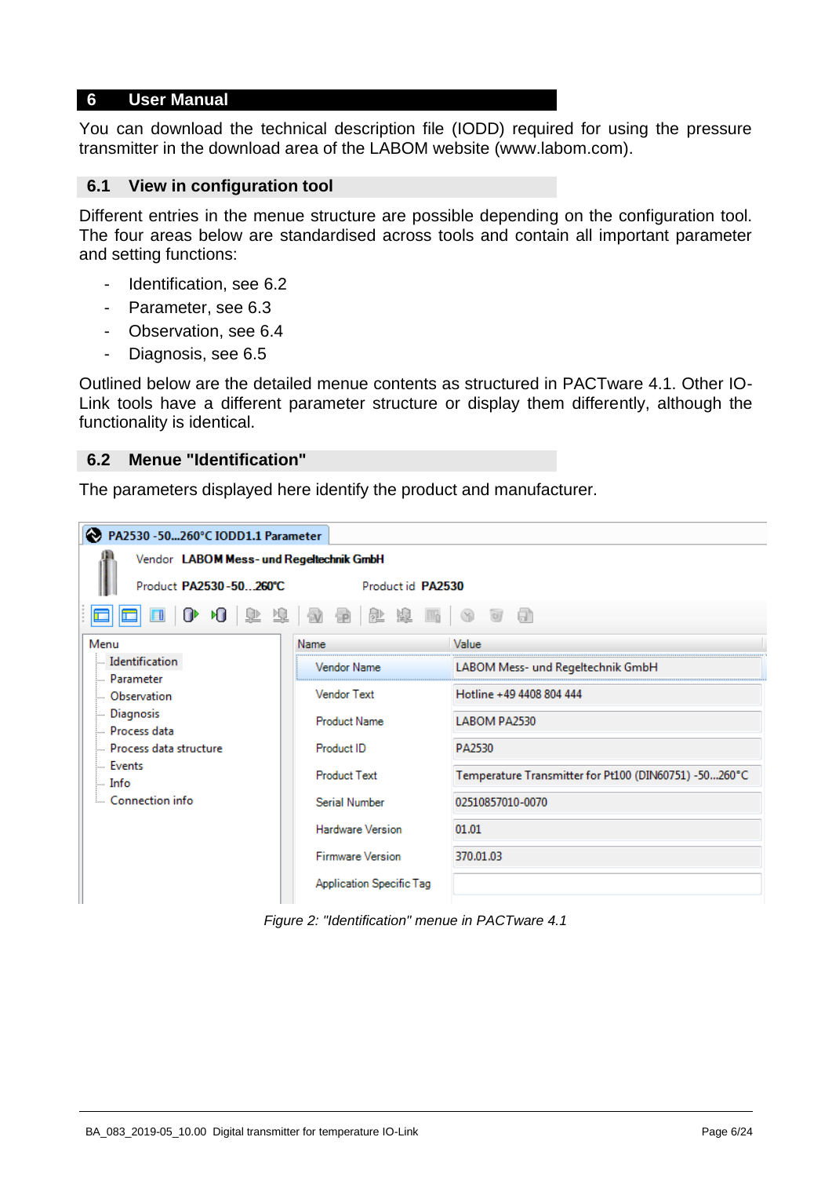## 6 User Manual

You can download the technical description file (IODD) required for using the pressure transmitter in the download area of the LABOM website (www.labom.com).

### 6.1 View in configuration tool

Different entries in the menue structure are possible depending on the configuration tool. The four areas below are standardised across tools and contain all important parameter and setting functions:

- Identification, see 6.2
- Parameter, see 6.3
- Observation, see 6.4
- Diagnosis, see 6.5

Outlined below are the detailed menue contents as structured in PACTware 4.1. Other IO-Link tools have a different parameter structure or display them differently, although the functionality is identical.

### 6.2 Menue "Identification"

The parameters displayed here identify the product and manufacturer.

PA2530 -50...260°C IODD1.1 Parameter

Vendor **LABOM Mess- und Regeltechnik GmbH**

Product **PA2530 -50...260°C** Product id **PA2530**

Menu
- Identification
- Parameter
- Observation
- Diagnosis
- Process data
- Process data structure
- Events
- Info
- Connection info

| Name | Value |
|---|---|
| Vendor Name | LABOM Mess- und Regeltechnik GmbH |
| Vendor Text | Hotline +49 4408 804 444 |
| Product Name | LABOM PA2530 |
| Product ID | PA2530 |
| Product Text | Temperature Transmitter for Pt100 (DIN60751) -50...260°C |
| Serial Number | 02510857010-0070 |
| Hardware Version | 01.01 |
| Firmware Version | 370.01.03 |
| Application Specific Tag | |

*Figure 2: "Identification" menue in PACTware 4.1*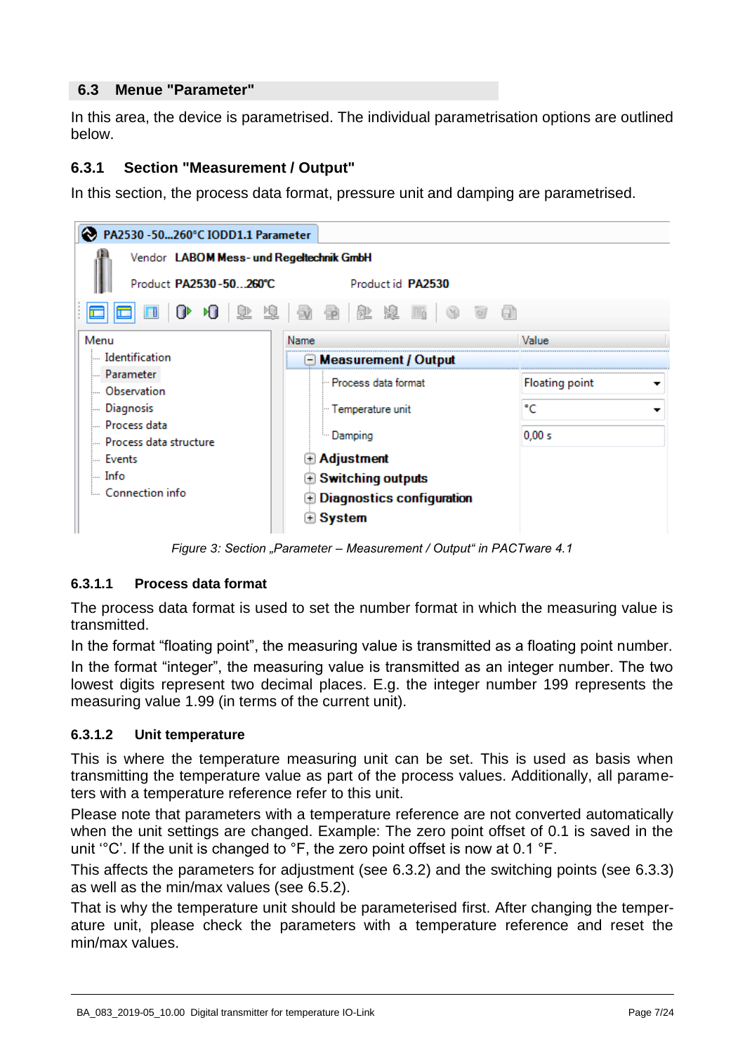## 6.3 Menue "Parameter"

In this area, the device is parametrised. The individual parametrisation options are outlined below.

### 6.3.1 Section "Measurement / Output"

In this section, the process data format, pressure unit and damping are parametrised.

Figure 3: Section „Parameter – Measurement / Output“ in PACTware 4.1

#### 6.3.1.1 Process data format

The process data format is used to set the number format in which the measuring value is transmitted.

In the format “floating point”, the measuring value is transmitted as a floating point number.

In the format “integer”, the measuring value is transmitted as an integer number. The two lowest digits represent two decimal places. E.g. the integer number 199 represents the measuring value 1.99 (in terms of the current unit).

#### 6.3.1.2 Unit temperature

This is where the temperature measuring unit can be set. This is used as basis when transmitting the temperature value as part of the process values. Additionally, all parameters with a temperature reference refer to this unit.

Please note that parameters with a temperature reference are not converted automatically when the unit settings are changed. Example: The zero point offset of 0.1 is saved in the unit '°C'. If the unit is changed to °F, the zero point offset is now at 0.1 °F.

This affects the parameters for adjustment (see 6.3.2) and the switching points (see 6.3.3) as well as the min/max values (see 6.5.2).

That is why the temperature unit should be parameterised first. After changing the temperature unit, please check the parameters with a temperature reference and reset the min/max values.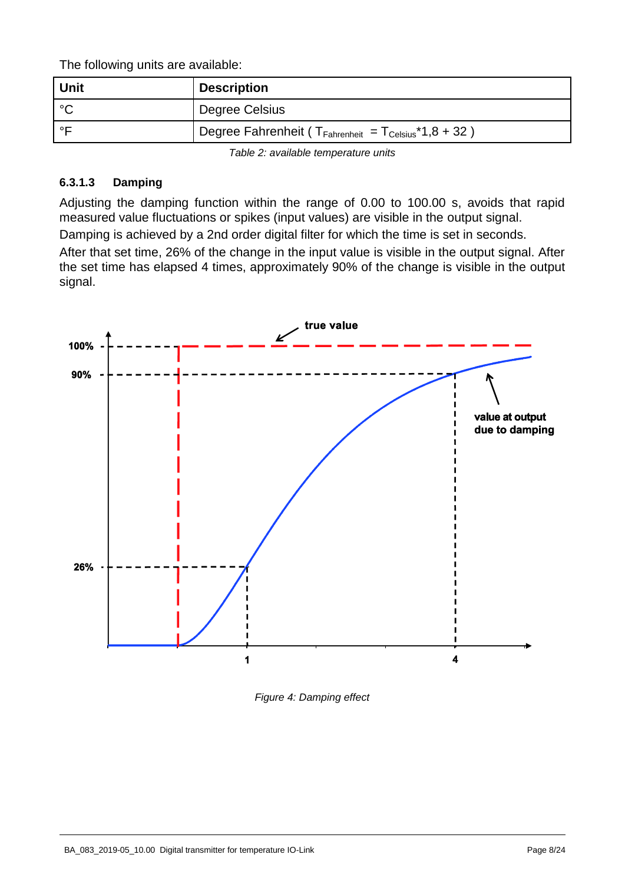The following units are available:

| Unit | Description |
|---|---|
| °C | Degree Celsius |
| °F | Degree Fahrenheit ( $T_{Fahrenheit} = T_{Celsius}$*1,8 + 32 ) |

*Table 2: available temperature units*

#### 6.3.1.3 Damping

Adjusting the damping function within the range of 0.00 to 100.00 s, avoids that rapid measured value fluctuations or spikes (input values) are visible in the output signal.

Damping is achieved by a 2nd order digital filter for which the time is set in seconds.

After that set time, 26% of the change in the input value is visible in the output signal. After the set time has elapsed 4 times, approximately 90% of the change is visible in the output signal.

*Figure 4: Damping effect*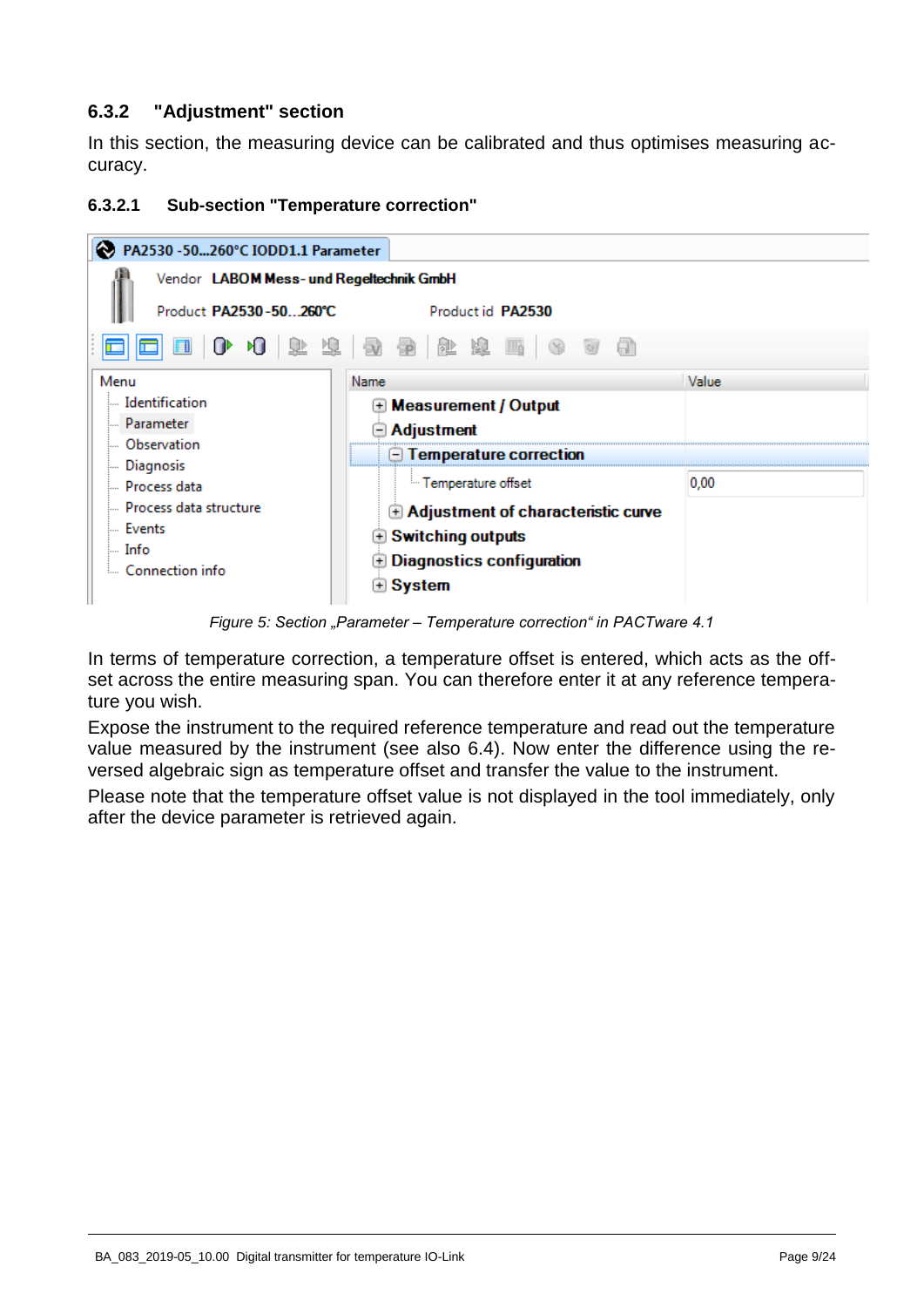### 6.3.2 "Adjustment" section

In this section, the measuring device can be calibrated and thus optimises measuring accuracy.

#### 6.3.2.1 Sub-section "Temperature correction"

*Figure 5: Section „Parameter – Temperature correction“ in PACTware 4.1*

In terms of temperature correction, a temperature offset is entered, which acts as the offset across the entire measuring span. You can therefore enter it at any reference temperature you wish.

Expose the instrument to the required reference temperature and read out the temperature value measured by the instrument (see also 6.4). Now enter the difference using the reversed algebraic sign as temperature offset and transfer the value to the instrument.

Please note that the temperature offset value is not displayed in the tool immediately, only after the device parameter is retrieved again.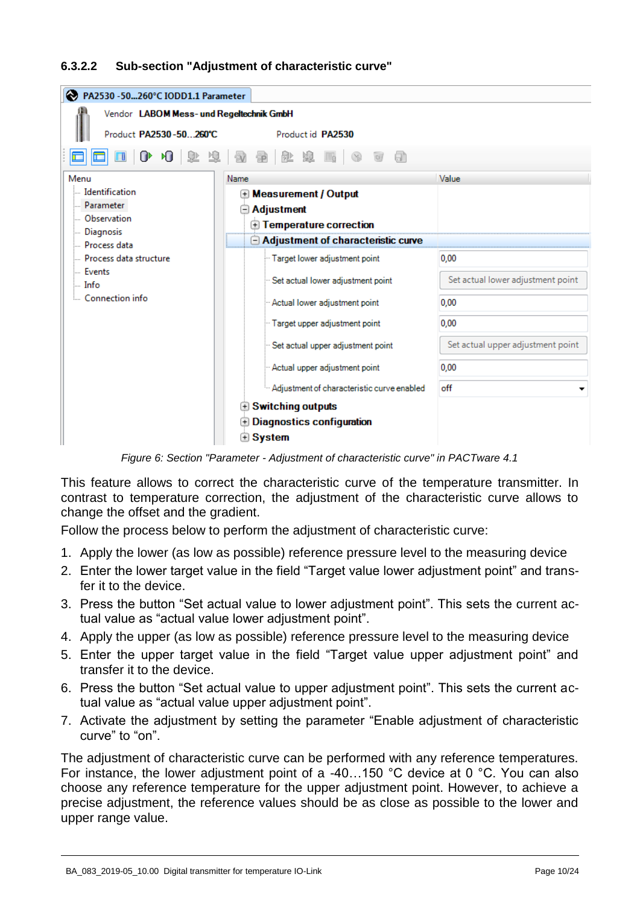### 6.3.2.2 Sub-section "Adjustment of characteristic curve"

*Figure 6: Section "Parameter - Adjustment of characteristic curve" in PACTware 4.1*

This feature allows to correct the characteristic curve of the temperature transmitter. In contrast to temperature correction, the adjustment of the characteristic curve allows to change the offset and the gradient.

Follow the process below to perform the adjustment of characteristic curve:

1. Apply the lower (as low as possible) reference pressure level to the measuring device
2. Enter the lower target value in the field “Target value lower adjustment point” and transfer it to the device.
3. Press the button “Set actual value to lower adjustment point”. This sets the current actual value as “actual value lower adjustment point”.
4. Apply the upper (as low as possible) reference pressure level to the measuring device
5. Enter the upper target value in the field “Target value upper adjustment point” and transfer it to the device.
6. Press the button “Set actual value to upper adjustment point”. This sets the current actual value as “actual value upper adjustment point”.
7. Activate the adjustment by setting the parameter “Enable adjustment of characteristic curve” to “on”.

The adjustment of characteristic curve can be performed with any reference temperatures. For instance, the lower adjustment point of a -40…150 °C device at 0 °C. You can also choose any reference temperature for the upper adjustment point. However, to achieve a precise adjustment, the reference values should be as close as possible to the lower and upper range value.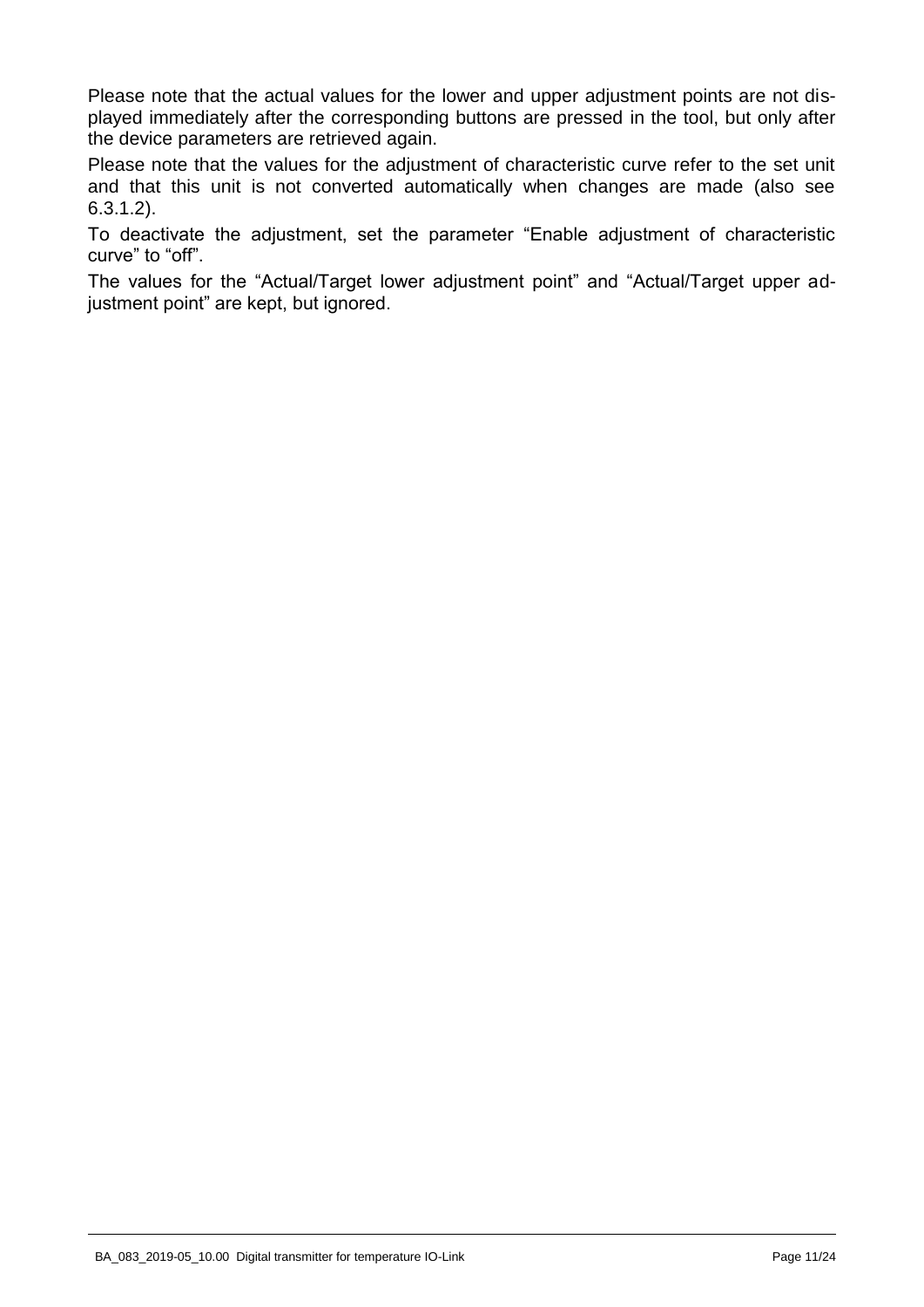Please note that the actual values for the lower and upper adjustment points are not displayed immediately after the corresponding buttons are pressed in the tool, but only after the device parameters are retrieved again.

Please note that the values for the adjustment of characteristic curve refer to the set unit and that this unit is not converted automatically when changes are made (also see 6.3.1.2).

To deactivate the adjustment, set the parameter "Enable adjustment of characteristic curve" to "off".

The values for the "Actual/Target lower adjustment point" and "Actual/Target upper adjustment point" are kept, but ignored.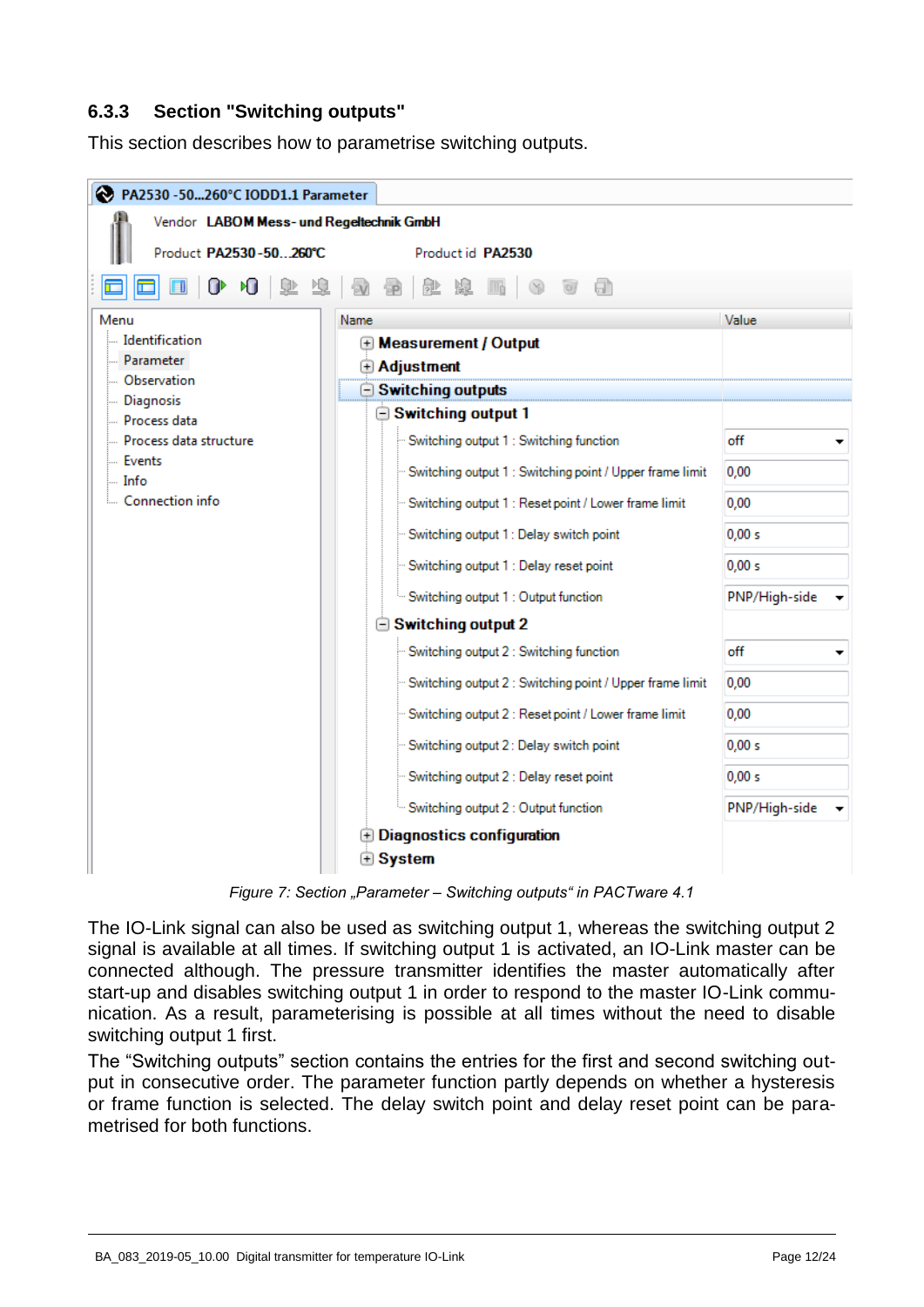### 6.3.3 Section "Switching outputs"

This section describes how to parametrise switching outputs.

Figure 7: Section „Parameter – Switching outputs" in PACTware 4.1

The IO-Link signal can also be used as switching output 1, whereas the switching output 2 signal is available at all times. If switching output 1 is activated, an IO-Link master can be connected although. The pressure transmitter identifies the master automatically after start-up and disables switching output 1 in order to respond to the master IO-Link communication. As a result, parameterising is possible at all times without the need to disable switching output 1 first.

The "Switching outputs" section contains the entries for the first and second switching output in consecutive order. The parameter function partly depends on whether a hysteresis or frame function is selected. The delay switch point and delay reset point can be parametrised for both functions.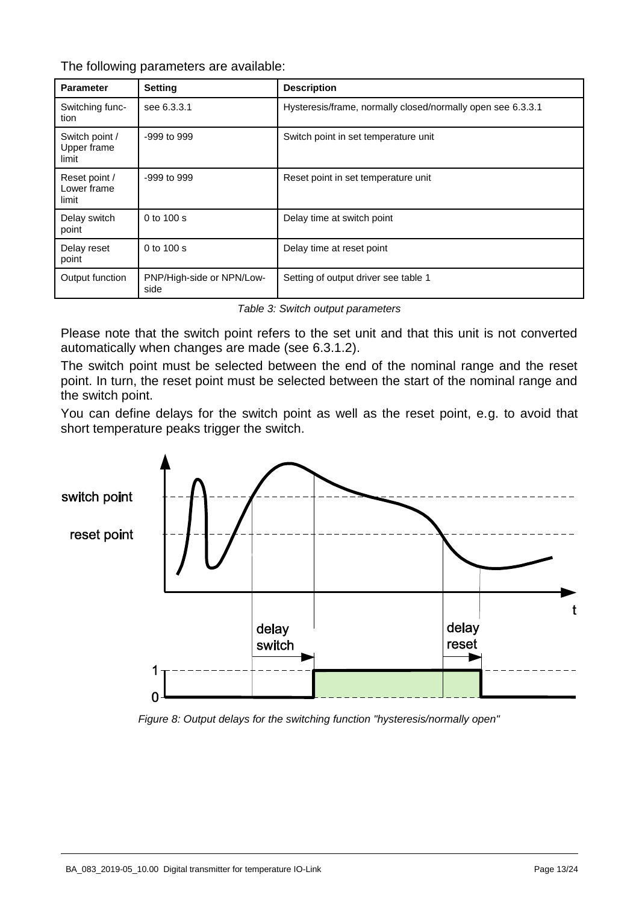The following parameters are available:

| Parameter | Setting | Description |
|---|---|---|
| Switching function | see 6.3.3.1 | Hysteresis/frame, normally closed/normally open see 6.3.3.1 |
| Switch point / Upper frame limit | -999 to 999 | Switch point in set temperature unit |
| Reset point / Lower frame limit | -999 to 999 | Reset point in set temperature unit |
| Delay switch point | 0 to 100 s | Delay time at switch point |
| Delay reset point | 0 to 100 s | Delay time at reset point |
| Output function | PNP/High-side or NPN/Low-side | Setting of output driver see table 1 |

*Table 3: Switch output parameters*

Please note that the switch point refers to the set unit and that this unit is not converted automatically when changes are made (see 6.3.1.2).

The switch point must be selected between the end of the nominal range and the reset point. In turn, the reset point must be selected between the start of the nominal range and the switch point.

You can define delays for the switch point as well as the reset point, e.g. to avoid that short temperature peaks trigger the switch.

*Figure 8: Output delays for the switching function "hysteresis/normally open"*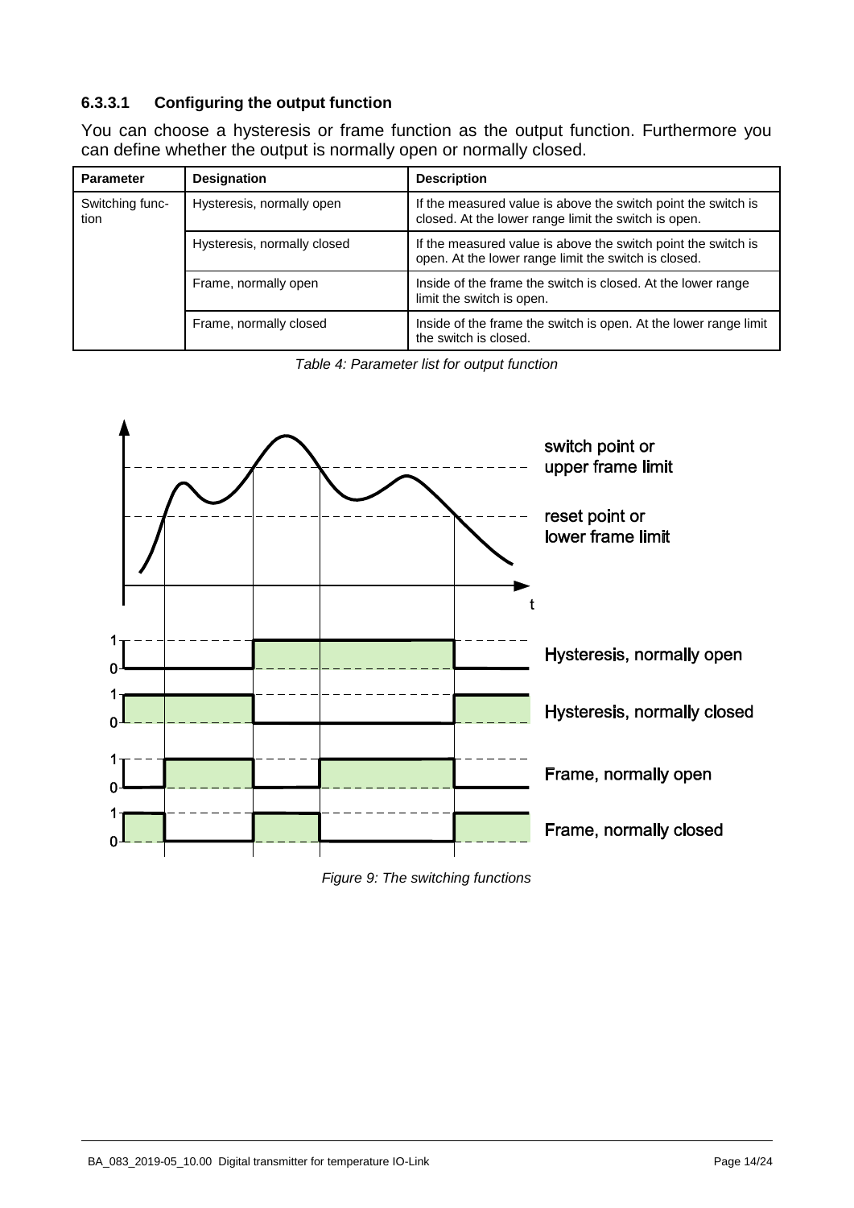#### 6.3.3.1 Configuring the output function

You can choose a hysteresis or frame function as the output function. Furthermore you can define whether the output is normally open or normally closed.

| Parameter | Designation | Description |
| --- | --- | --- |
| Switching function | Hysteresis, normally open | If the measured value is above the switch point the switch is closed. At the lower range limit the switch is open. |
| | Hysteresis, normally closed | If the measured value is above the switch point the switch is open. At the lower range limit the switch is closed. |
| | Frame, normally open | Inside of the frame the switch is closed. At the lower range limit the switch is open. |
| | Frame, normally closed | Inside of the frame the switch is open. At the lower range limit the switch is closed. |

*Table 4: Parameter list for output function*

*Figure 9: The switching functions*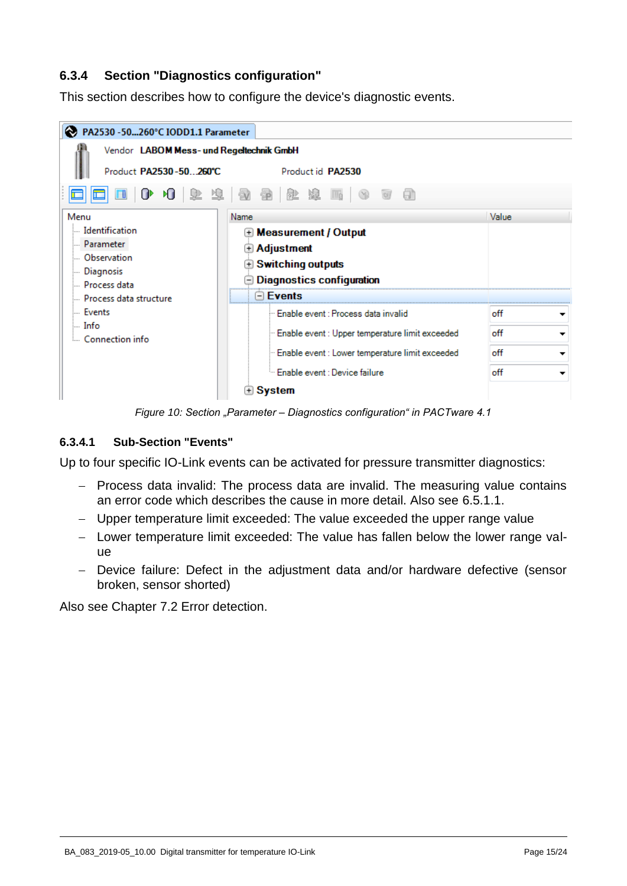### 6.3.4 Section "Diagnostics configuration"

This section describes how to configure the device's diagnostic events.

*Figure 10: Section „Parameter – Diagnostics configuration“ in PACTware 4.1*

#### 6.3.4.1 Sub-Section "Events"

Up to four specific IO-Link events can be activated for pressure transmitter diagnostics:

- Process data invalid: The process data are invalid. The measuring value contains an error code which describes the cause in more detail. Also see 6.5.1.1.
- Upper temperature limit exceeded: The value exceeded the upper range value
- Lower temperature limit exceeded: The value has fallen below the lower range value
- Device failure: Defect in the adjustment data and/or hardware defective (sensor broken, sensor shorted)

Also see Chapter 7.2 Error detection.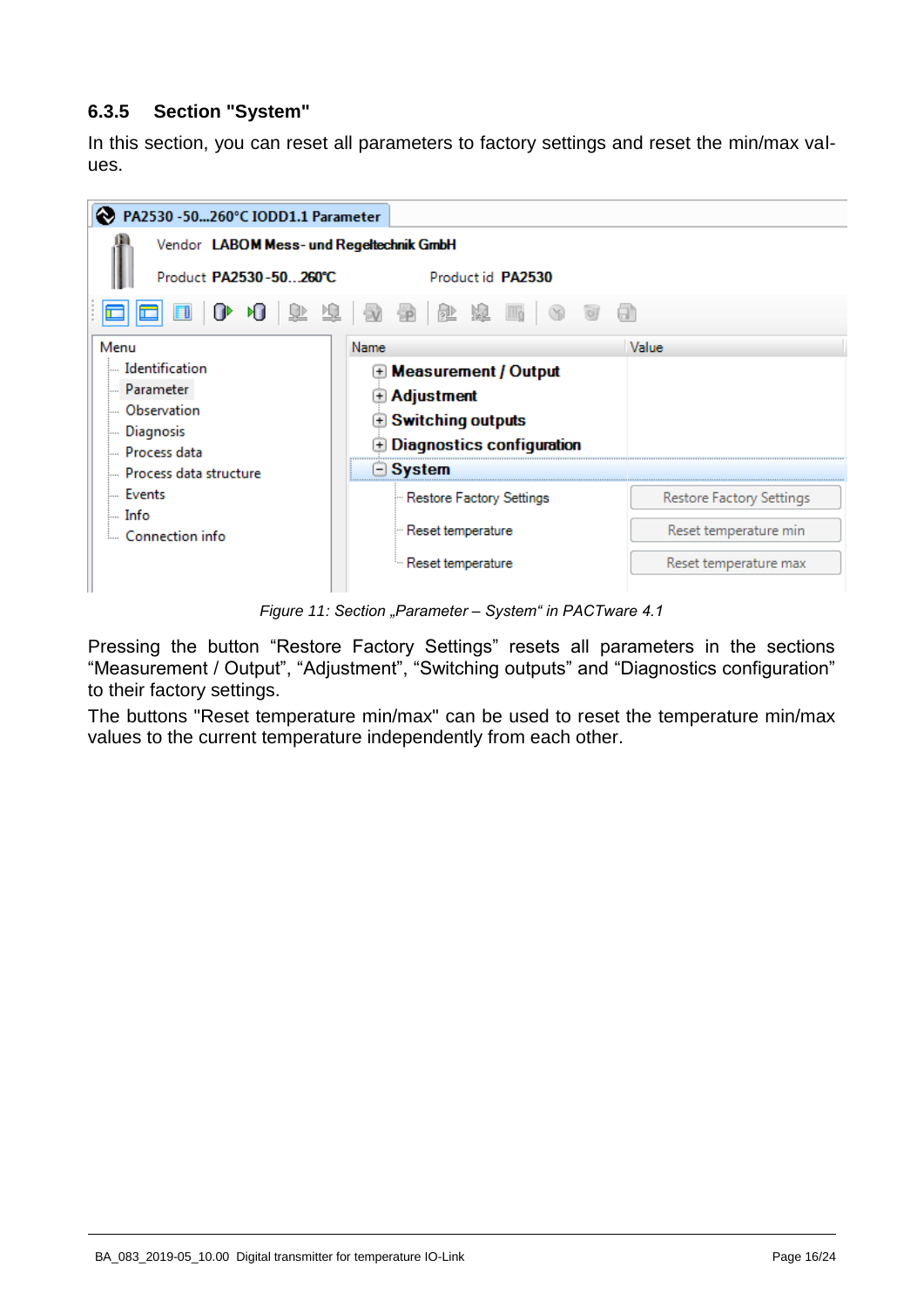### 6.3.5 Section "System"

In this section, you can reset all parameters to factory settings and reset the min/max values.

Figure 11: Section „Parameter – System“ in PACTware 4.1

Pressing the button “Restore Factory Settings” resets all parameters in the sections “Measurement / Output”, “Adjustment”, “Switching outputs” and “Diagnostics configuration” to their factory settings.

The buttons "Reset temperature min/max" can be used to reset the temperature min/max values to the current temperature independently from each other.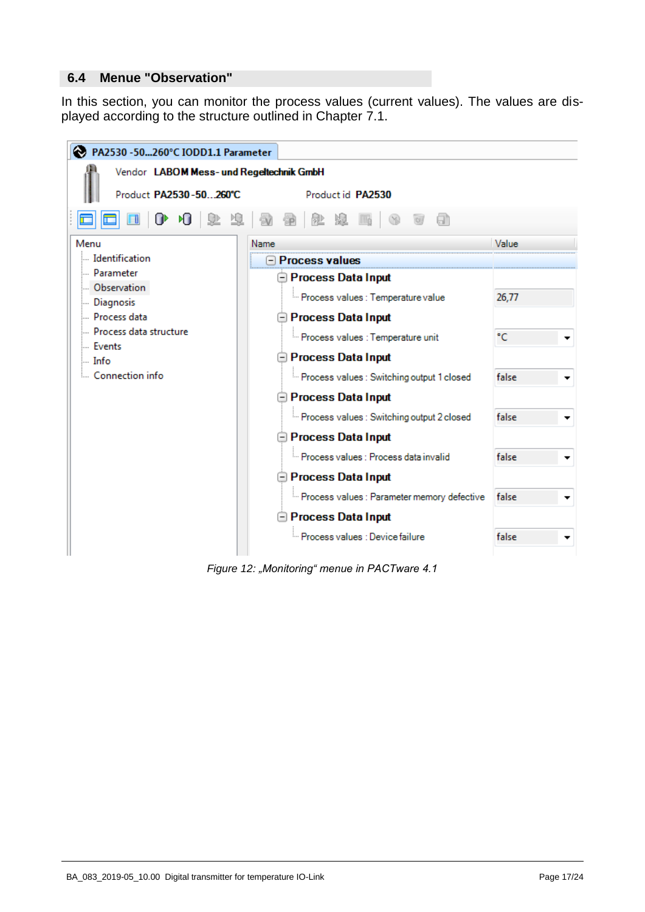## 6.4 Menue "Observation"

In this section, you can monitor the process values (current values). The values are displayed according to the structure outlined in Chapter 7.1.

*Figure 12: „Monitoring“ menue in PACTware 4.1*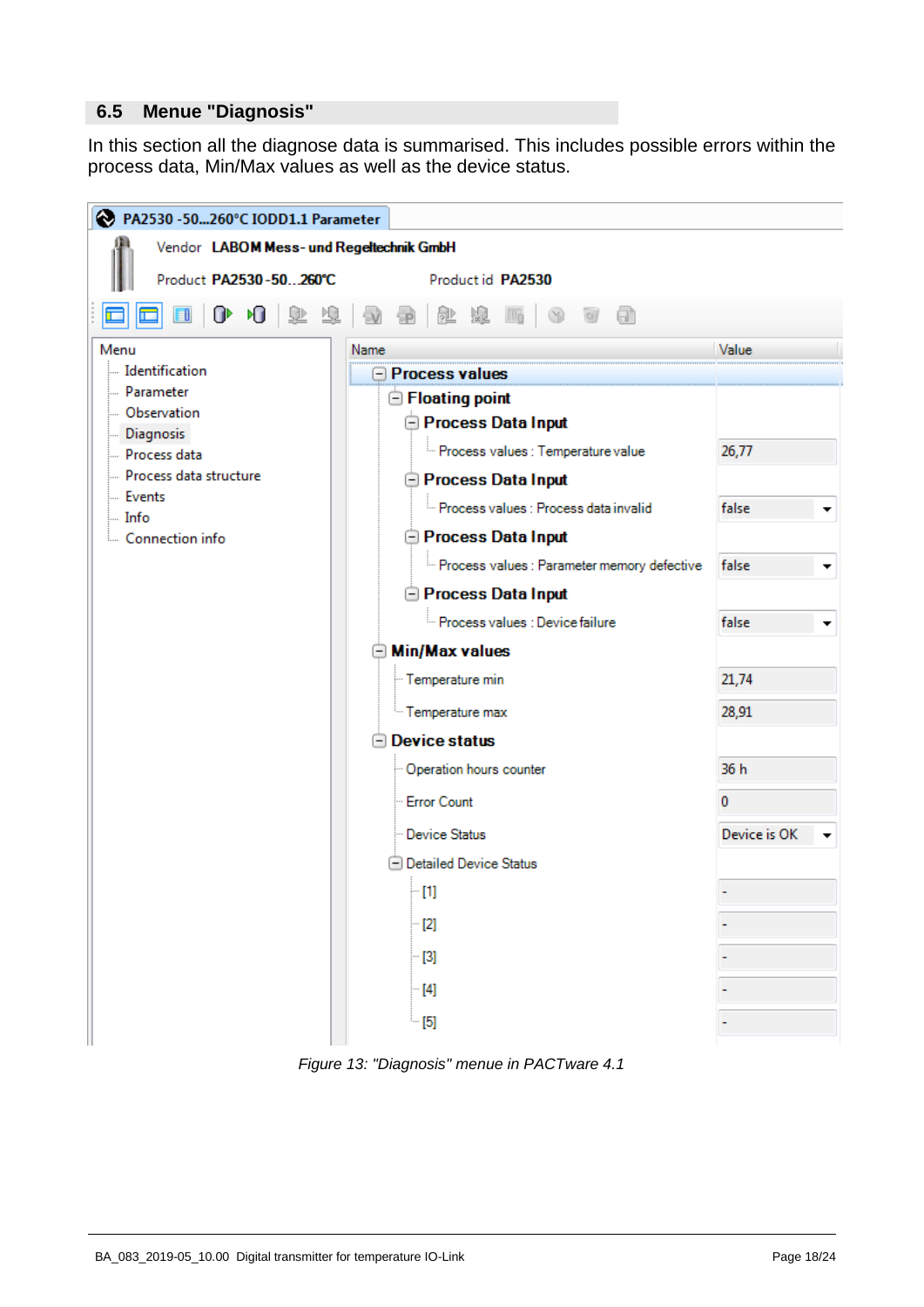## 6.5 Menue "Diagnosis"

In this section all the diagnose data is summarised. This includes possible errors within the process data, Min/Max values as well as the device status.

PA2530 -50...260°C IODD1.1 Parameter

Vendor **LABOM Mess- und Regeltechnik GmbH**

Product **PA2530-50...260°C** Product id **PA2530**

Menu
- Identification
- Parameter
- Observation
- Diagnosis
- Process data
- Process data structure
- Events
- Info
- Connection info

| Name | Value |
|---|---|
| **Process values** | |
| **Floating point** | |
| **Process Data Input** | |
| Process values : Temperature value | 26,77 |
| **Process Data Input** | |
| Process values : Process data invalid | false |
| **Process Data Input** | |
| Process values : Parameter memory defective | false |
| **Process Data Input** | |
| Process values : Device failure | false |
| **Min/Max values** | |
| Temperature min | 21,74 |
| Temperature max | 28,91 |
| **Device status** | |
| Operation hours counter | 36 h |
| Error Count | 0 |
| Device Status | Device is OK |
| Detailed Device Status | |
| [1] | - |
| [2] | - |
| [3] | - |
| [4] | - |
| [5] | - |

*Figure 13: "Diagnosis" menue in PACTware 4.1*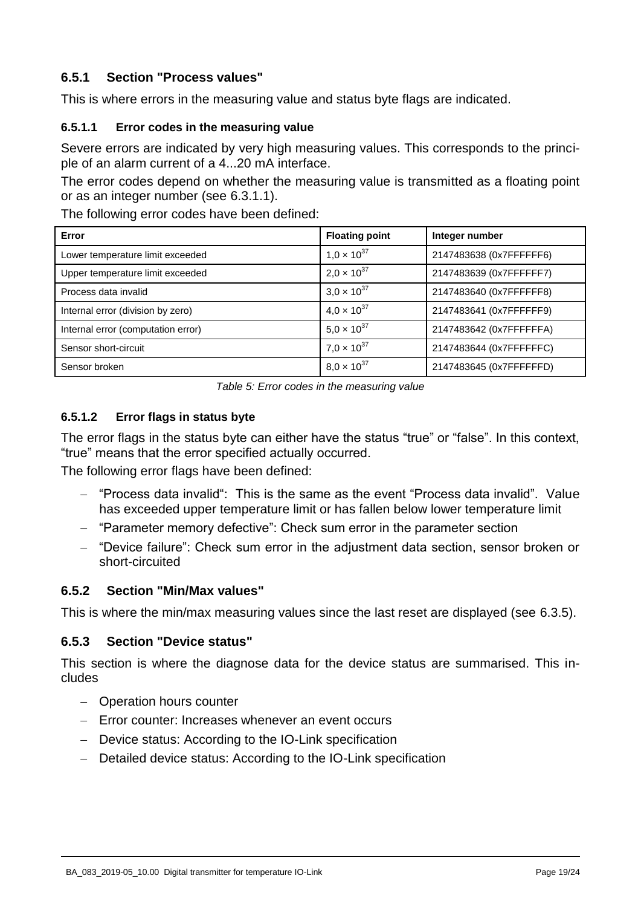### 6.5.1 Section "Process values"

This is where errors in the measuring value and status byte flags are indicated.

#### 6.5.1.1 Error codes in the measuring value

Severe errors are indicated by very high measuring values. This corresponds to the principle of an alarm current of a 4...20 mA interface.

The error codes depend on whether the measuring value is transmitted as a floating point or as an integer number (see 6.3.1.1).

The following error codes have been defined:

| Error | Floating point | Integer number |
|---|---|---|
| Lower temperature limit exceeded | $1{,}0 \times 10^{37}$ | 2147483638 (0x7FFFFFF6) |
| Upper temperature limit exceeded | $2{,}0 \times 10^{37}$ | 2147483639 (0x7FFFFFF7) |
| Process data invalid | $3{,}0 \times 10^{37}$ | 2147483640 (0x7FFFFFF8) |
| Internal error (division by zero) | $4{,}0 \times 10^{37}$ | 2147483641 (0x7FFFFFF9) |
| Internal error (computation error) | $5{,}0 \times 10^{37}$ | 2147483642 (0x7FFFFFFA) |
| Sensor short-circuit | $7{,}0 \times 10^{37}$ | 2147483644 (0x7FFFFFFC) |
| Sensor broken | $8{,}0 \times 10^{37}$ | 2147483645 (0x7FFFFFFD) |

*Table 5: Error codes in the measuring value*

#### 6.5.1.2 Error flags in status byte

The error flags in the status byte can either have the status "true" or "false". In this context, "true" means that the error specified actually occurred.

The following error flags have been defined:

- "Process data invalid": This is the same as the event "Process data invalid". Value has exceeded upper temperature limit or has fallen below lower temperature limit
- "Parameter memory defective": Check sum error in the parameter section
- "Device failure": Check sum error in the adjustment data section, sensor broken or short-circuited

### 6.5.2 Section "Min/Max values"

This is where the min/max measuring values since the last reset are displayed (see 6.3.5).

### 6.5.3 Section "Device status"

This section is where the diagnose data for the device status are summarised. This includes

- Operation hours counter
- Error counter: Increases whenever an event occurs
- Device status: According to the IO-Link specification
- Detailed device status: According to the IO-Link specification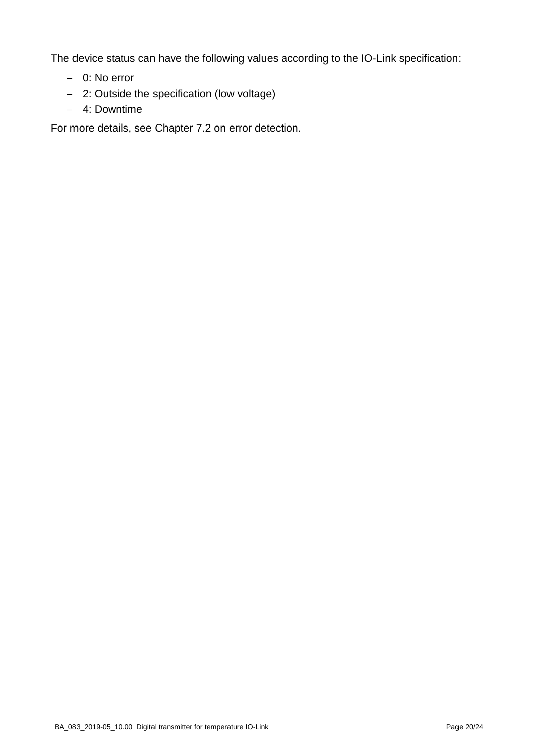The device status can have the following values according to the IO-Link specification:

- 0: No error
- 2: Outside the specification (low voltage)
- 4: Downtime

For more details, see Chapter 7.2 on error detection.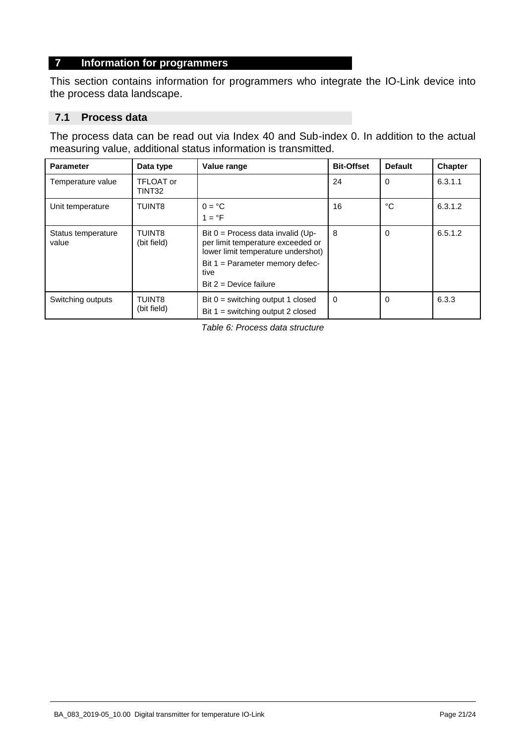# 7 Information for programmers

This section contains information for programmers who integrate the IO-Link device into the process data landscape.

## 7.1 Process data

The process data can be read out via Index 40 and Sub-index 0. In addition to the actual measuring value, additional status information is transmitted.

| Parameter | Data type | Value range | Bit-Offset | Default | Chapter |
|---|---|---|---|---|---|
| Temperature value | TFLOAT or TINT32 | | 24 | 0 | 6.3.1.1 |
| Unit temperature | TUINT8 | 0 = °C<br>1 = °F | 16 | °C | 6.3.1.2 |
| Status temperature value | TUINT8 (bit field) | Bit 0 = Process data invalid (Upper limit temperature exceeded or lower limit temperature undershot)<br>Bit 1 = Parameter memory defective<br>Bit 2 = Device failure | 8 | 0 | 6.5.1.2 |
| Switching outputs | TUINT8 (bit field) | Bit 0 = switching output 1 closed<br>Bit 1 = switching output 2 closed | 0 | 0 | 6.3.3 |

*Table 6: Process data structure*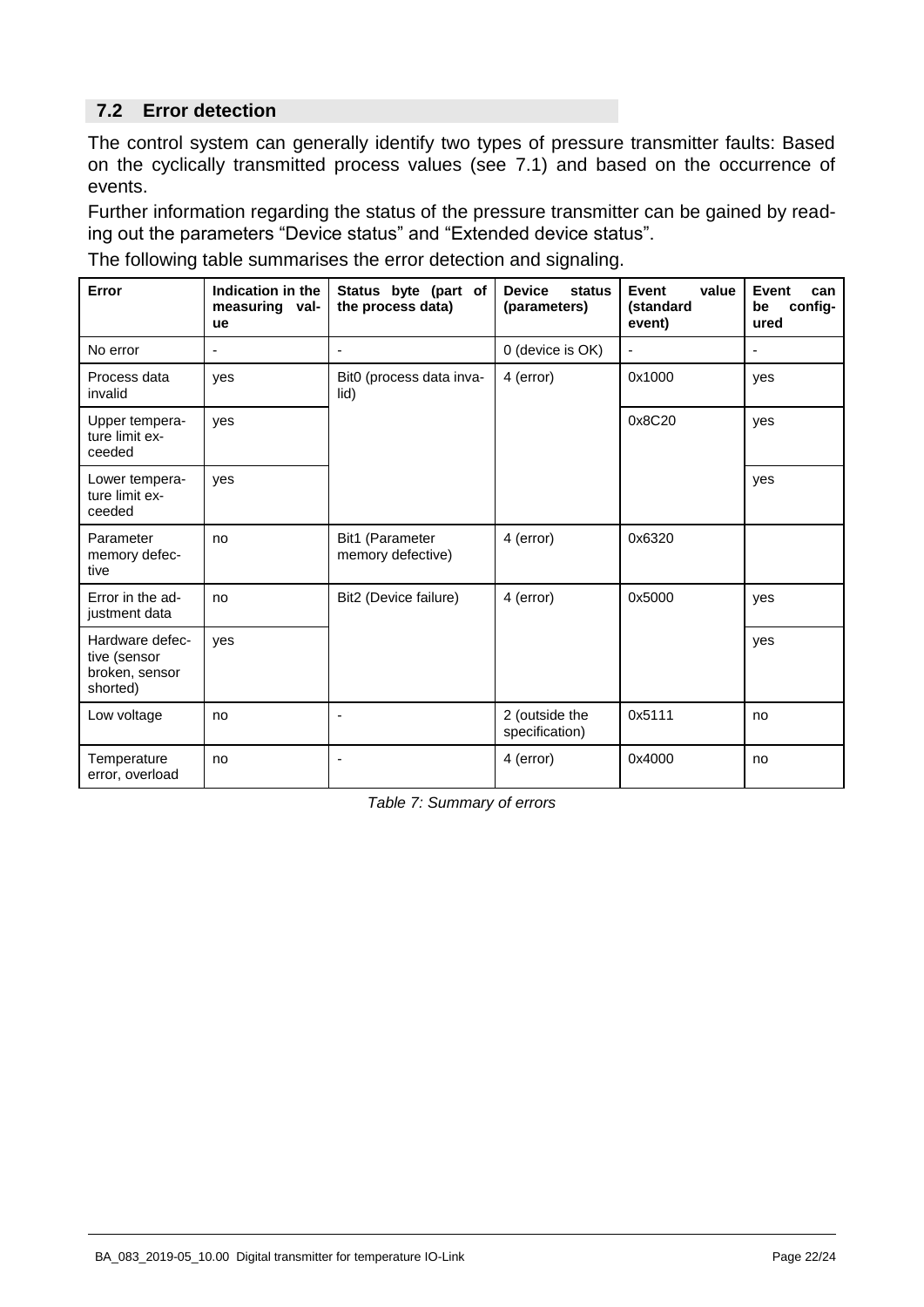## 7.2 Error detection

The control system can generally identify two types of pressure transmitter faults: Based on the cyclically transmitted process values (see 7.1) and based on the occurrence of events.

Further information regarding the status of the pressure transmitter can be gained by reading out the parameters "Device status" and "Extended device status".

The following table summarises the error detection and signaling.

| Error | Indication in the measuring value | Status byte (part of the process data) | Device status (parameters) | Event value (standard event) | Event can be configured |
|---|---|---|---|---|---|
| No error | - | - | 0 (device is OK) | - | - |
| Process data invalid | yes | Bit0 (process data invalid) | 4 (error) | 0x1000 | yes |
| Upper temperature limit exceeded | yes | | | 0x8C20 | yes |
| Lower temperature limit exceeded | yes | | | | yes |
| Parameter memory defective | no | Bit1 (Parameter memory defective) | 4 (error) | 0x6320 | |
| Error in the adjustment data | no | Bit2 (Device failure) | 4 (error) | 0x5000 | yes |
| Hardware defective (sensor broken, sensor shorted) | yes | | | | yes |
| Low voltage | no | - | 2 (outside the specification) | 0x5111 | no |
| Temperature error, overload | no | - | 4 (error) | 0x4000 | no |

*Table 7: Summary of errors*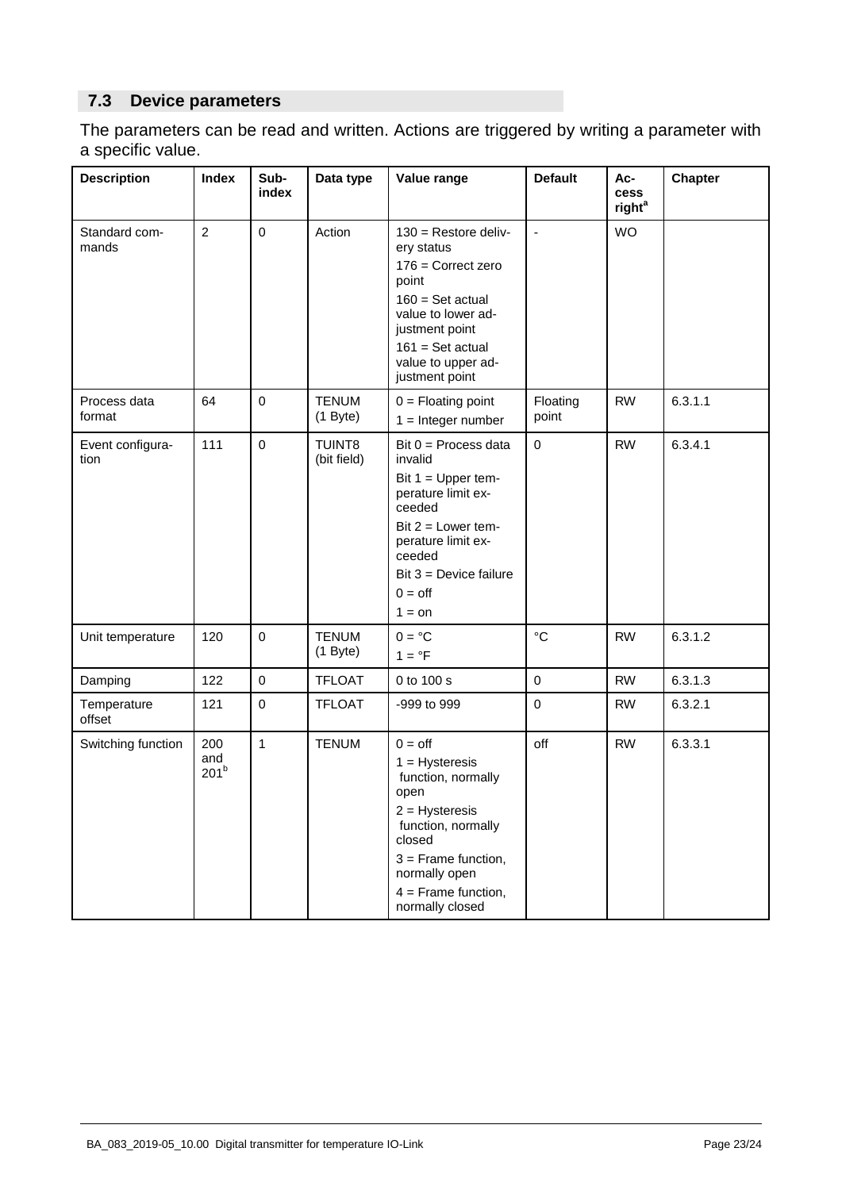## 7.3 Device parameters

The parameters can be read and written. Actions are triggered by writing a parameter with a specific value.

| Description | Index | Sub-index | Data type | Value range | Default | Access right[a] | Chapter |
|---|---|---|---|---|---|---|---|
| Standard commands | 2 | 0 | Action | 130 = Restore delivery status<br>176 = Correct zero point<br>160 = Set actual value to lower adjustment point<br>161 = Set actual value to upper adjustment point | - | WO | |
| Process data format | 64 | 0 | TENUM (1 Byte) | 0 = Floating point<br>1 = Integer number | Floating point | RW | 6.3.1.1 |
| Event configuration | 111 | 0 | TUINT8 (bit field) | Bit 0 = Process data invalid<br>Bit 1 = Upper temperature limit exceeded<br>Bit 2 = Lower temperature limit exceeded<br>Bit 3 = Device failure<br>0 = off<br>1 = on | 0 | RW | 6.3.4.1 |
| Unit temperature | 120 | 0 | TENUM (1 Byte) | 0 = °C<br>1 = °F | °C | RW | 6.3.1.2 |
| Damping | 122 | 0 | TFLOAT | 0 to 100 s | 0 | RW | 6.3.1.3 |
| Temperature offset | 121 | 0 | TFLOAT | -999 to 999 | 0 | RW | 6.3.2.1 |
| Switching function | 200 and 201[b] | 1 | TENUM | 0 = off<br>1 = Hysteresis function, normally open<br>2 = Hysteresis function, normally closed<br>3 = Frame function, normally open<br>4 = Frame function, normally closed | off | RW | 6.3.3.1 |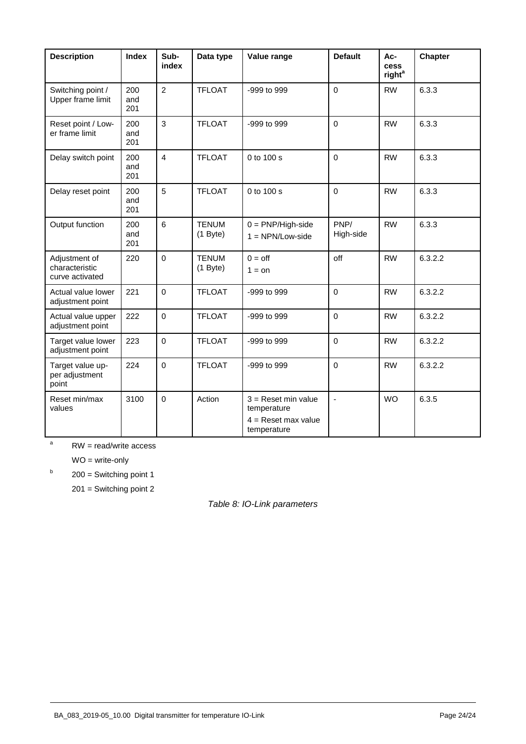| Description | Index | Sub-index | Data type | Value range | Default | Access right[a] | Chapter |
|---|---|---|---|---|---|---|---|
| Switching point / Upper frame limit | 200 and 201 | 2 | TFLOAT | -999 to 999 | 0 | RW | 6.3.3 |
| Reset point / Lower frame limit | 200 and 201 | 3 | TFLOAT | -999 to 999 | 0 | RW | 6.3.3 |
| Delay switch point | 200 and 201 | 4 | TFLOAT | 0 to 100 s | 0 | RW | 6.3.3 |
| Delay reset point | 200 and 201 | 5 | TFLOAT | 0 to 100 s | 0 | RW | 6.3.3 |
| Output function | 200 and 201 | 6 | TENUM (1 Byte) | 0 = PNP/High-side<br>1 = NPN/Low-side | PNP/ High-side | RW | 6.3.3 |
| Adjustment of characteristic curve activated | 220 | 0 | TENUM (1 Byte) | 0 = off<br>1 = on | off | RW | 6.3.2.2 |
| Actual value lower adjustment point | 221 | 0 | TFLOAT | -999 to 999 | 0 | RW | 6.3.2.2 |
| Actual value upper adjustment point | 222 | 0 | TFLOAT | -999 to 999 | 0 | RW | 6.3.2.2 |
| Target value lower adjustment point | 223 | 0 | TFLOAT | -999 to 999 | 0 | RW | 6.3.2.2 |
| Target value upper adjustment point | 224 | 0 | TFLOAT | -999 to 999 | 0 | RW | 6.3.2.2 |
| Reset min/max values | 3100 | 0 | Action | 3 = Reset min value temperature<br>4 = Reset max value temperature | - | WO | 6.3.5 |

[a] RW = read/write access

WO = write-only

[b] 200 = Switching point 1

201 = Switching point 2

*Table 8: IO-Link parameters*